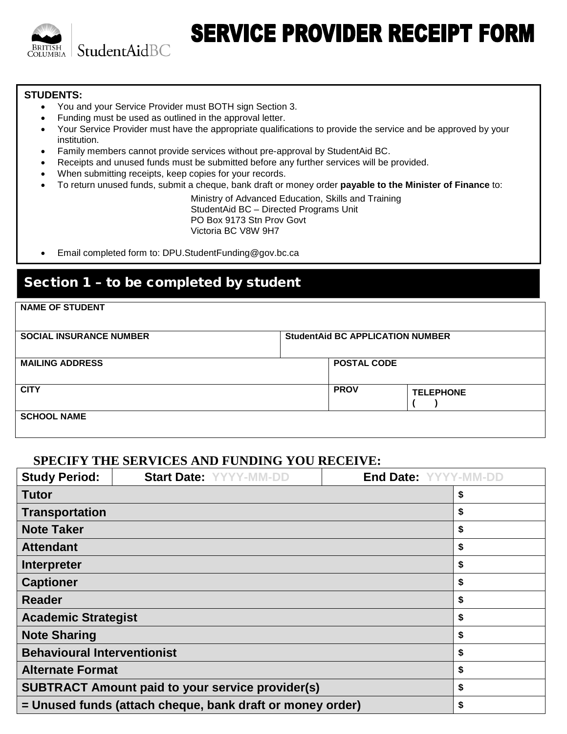British Columbia | StudentAidBC

# SERVICE PROVIDER RECEIPT FORM

**STUDENTS:**

- You and your Service Provider must BOTH sign Section 3.
- Funding must be used as outlined in the approval letter.
- Your Service Provider must have the appropriate qualifications to provide the service and be approved by your institution.
- Family members cannot provide services without pre-approval by StudentAid BC.
- Receipts and unused funds must be submitted before any further services will be provided.
- When submitting receipts, keep copies for your records.
- To return unused funds, submit a cheque, bank draft or money order **payable to the Minister of Finance** to:

  Ministry of Advanced Education, Skills and Training
  StudentAid BC – Directed Programs Unit
  PO Box 9173 Stn Prov Govt
  Victoria BC V8W 9H7

- Email completed form to: DPU.StudentFunding@gov.bc.ca

## Section 1 – to be completed by student

| **NAME OF STUDENT** | | | |
|---|---|---|---|
| **SOCIAL INSURANCE NUMBER** | **StudentAid BC APPLICATION NUMBER** | | |
| **MAILING ADDRESS** | | **POSTAL CODE** | |
| **CITY** | | **PROV** | **TELEPHONE** ( ) |
| **SCHOOL NAME** | | | |

### SPECIFY THE SERVICES AND FUNDING YOU RECEIVE:

| **Study Period:** | **Start Date:** YYYY-MM-DD | **End Date:** YYYY-MM-DD |
|---|---|---|
| **Tutor** | | $ |
| **Transportation** | | $ |
| **Note Taker** | | $ |
| **Attendant** | | $ |
| **Interpreter** | | $ |
| **Captioner** | | $ |
| **Reader** | | $ |
| **Academic Strategist** | | $ |
| **Note Sharing** | | $ |
| **Behavioural Interventionist** | | $ |
| **Alternate Format** | | $ |
| **SUBTRACT Amount paid to your service provider(s)** | | $ |
| **= Unused funds (attach cheque, bank draft or money order)** | | $ |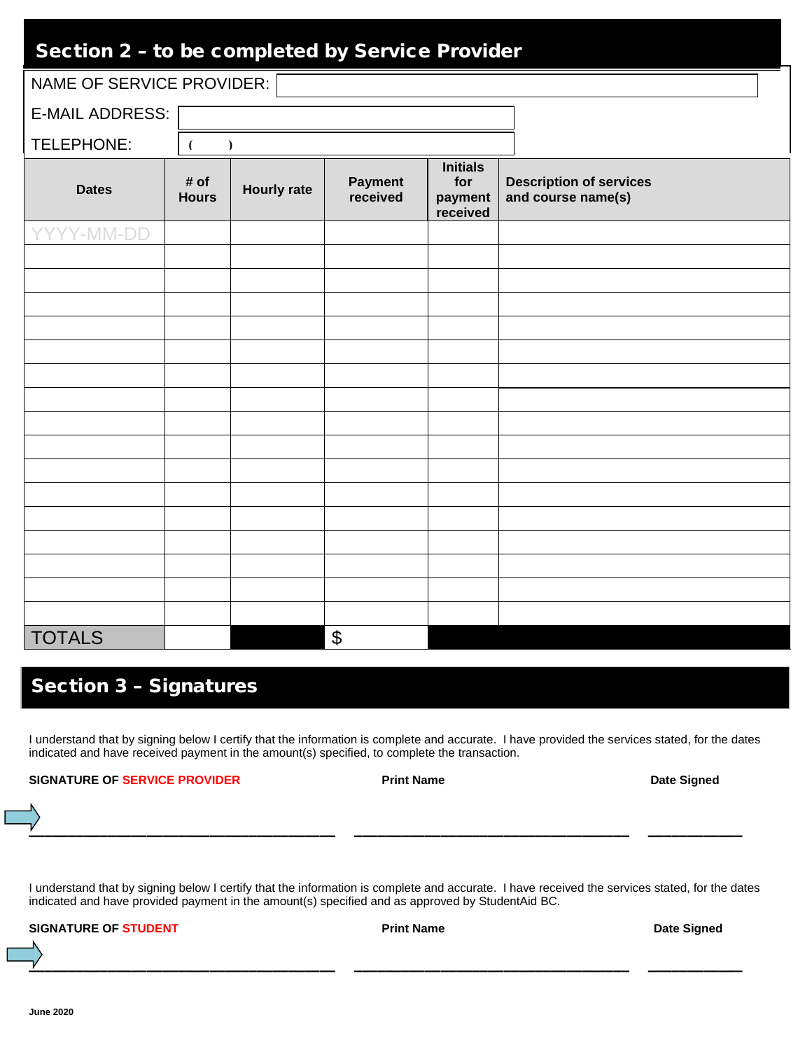## Section 2 – to be completed by Service Provider

NAME OF SERVICE PROVIDER:

E-MAIL ADDRESS:

TELEPHONE: (     )

| Dates | # of Hours | Hourly rate | Payment received | Initials for payment received | Description of services and course name(s) |
|---|---|---|---|---|---|
| YYYY-MM-DD | | | | | |
| | | | | | |
| | | | | | |
| | | | | | |
| | | | | | |
| | | | | | |
| | | | | | |
| | | | | | |
| | | | | | |
| | | | | | |
| | | | | | |
| | | | | | |
| | | | | | |
| | | | | | |
| | | | | | |
| | | | | | |
| | | | | | |
| TOTALS | | | $ | | |

## Section 3 – Signatures

I understand that by signing below I certify that the information is complete and accurate. I have provided the services stated, for the dates indicated and have received payment in the amount(s) specified, to complete the transaction.

**SIGNATURE OF SERVICE PROVIDER** ______________________ **Print Name** ______________________ **Date Signed** __________

I understand that by signing below I certify that the information is complete and accurate. I have received the services stated, for the dates indicated and have provided payment in the amount(s) specified and as approved by StudentAid BC.

**SIGNATURE OF STUDENT** ______________________ **Print Name** ______________________ **Date Signed** __________

June 2020